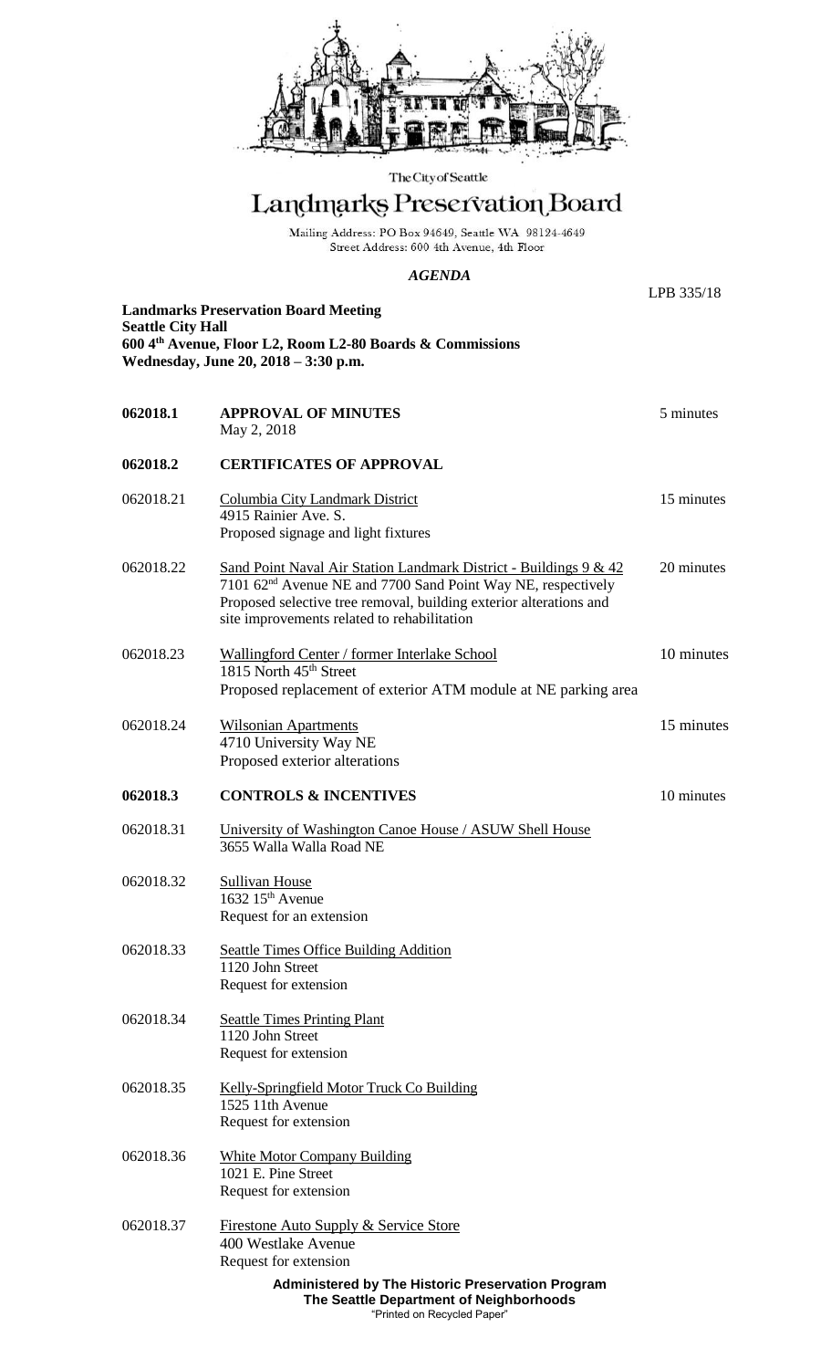The City of Seattle

# Landmarks Preservation Board

Mailing Address: PO Box 94649, Seattle WA 98124-4649
Street Address: 600 4th Avenue, 4th Floor

## *AGENDA*

LPB 335/18

**Landmarks Preservation Board Meeting**
**Seattle City Hall**
**600 4th Avenue, Floor L2, Room L2-80 Boards & Commissions**
**Wednesday, June 20, 2018 – 3:30 p.m.**

| | | |
|---|---|---|
| **062018.1** | **APPROVAL OF MINUTES**<br>May 2, 2018 | 5 minutes |
| **062018.2** | **CERTIFICATES OF APPROVAL** | |
| 062018.21 | Columbia City Landmark District<br>4915 Rainier Ave. S.<br>Proposed signage and light fixtures | 15 minutes |
| 062018.22 | Sand Point Naval Air Station Landmark District - Buildings 9 & 42<br>7101 62nd Avenue NE and 7700 Sand Point Way NE, respectively<br>Proposed selective tree removal, building exterior alterations and site improvements related to rehabilitation | 20 minutes |
| 062018.23 | Wallingford Center / former Interlake School<br>1815 North 45th Street<br>Proposed replacement of exterior ATM module at NE parking area | 10 minutes |
| 062018.24 | Wilsonian Apartments<br>4710 University Way NE<br>Proposed exterior alterations | 15 minutes |
| **062018.3** | **CONTROLS & INCENTIVES** | 10 minutes |
| 062018.31 | University of Washington Canoe House / ASUW Shell House<br>3655 Walla Walla Road NE | |
| 062018.32 | Sullivan House<br>1632 15th Avenue<br>Request for an extension | |
| 062018.33 | Seattle Times Office Building Addition<br>1120 John Street<br>Request for extension | |
| 062018.34 | Seattle Times Printing Plant<br>1120 John Street<br>Request for extension | |
| 062018.35 | Kelly-Springfield Motor Truck Co Building<br>1525 11th Avenue<br>Request for extension | |
| 062018.36 | White Motor Company Building<br>1021 E. Pine Street<br>Request for extension | |
| 062018.37 | Firestone Auto Supply & Service Store<br>400 Westlake Avenue<br>Request for extension | |

**Administered by The Historic Preservation Program**
**The Seattle Department of Neighborhoods**
"Printed on Recycled Paper"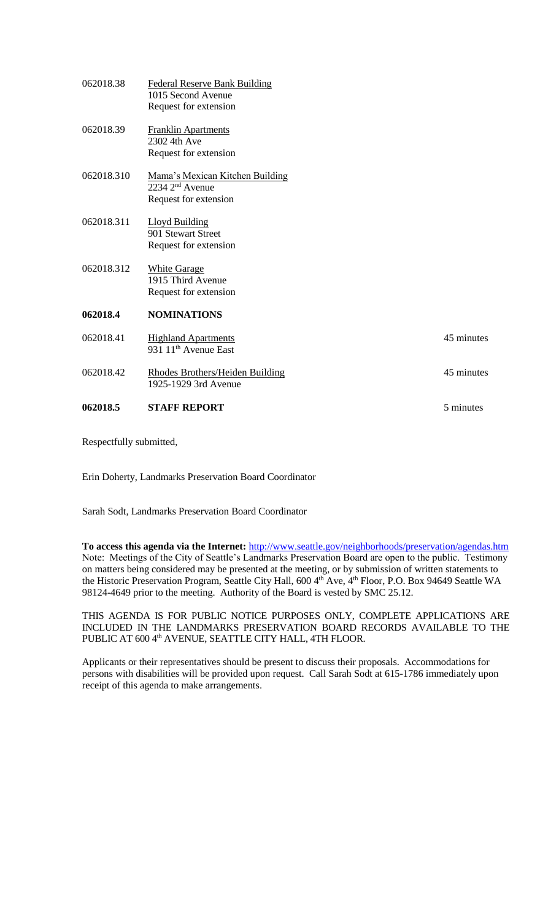| | | |
|---|---|---|
| 062018.38 | Federal Reserve Bank Building<br>1015 Second Avenue<br>Request for extension | |
| 062018.39 | Franklin Apartments<br>2302 4th Ave<br>Request for extension | |
| 062018.310 | Mama's Mexican Kitchen Building<br>2234 2nd Avenue<br>Request for extension | |
| 062018.311 | Lloyd Building<br>901 Stewart Street<br>Request for extension | |
| 062018.312 | White Garage<br>1915 Third Avenue<br>Request for extension | |
| **062018.4** | **NOMINATIONS** | |
| 062018.41 | Highland Apartments<br>931 11th Avenue East | 45 minutes |
| 062018.42 | Rhodes Brothers/Heiden Building<br>1925-1929 3rd Avenue | 45 minutes |
| **062018.5** | **STAFF REPORT** | 5 minutes |

Respectfully submitted,

Erin Doherty, Landmarks Preservation Board Coordinator

Sarah Sodt, Landmarks Preservation Board Coordinator

**To access this agenda via the Internet:** http://www.seattle.gov/neighborhoods/preservation/agendas.htm
Note: Meetings of the City of Seattle's Landmarks Preservation Board are open to the public. Testimony on matters being considered may be presented at the meeting, or by submission of written statements to the Historic Preservation Program, Seattle City Hall, 600 4th Ave, 4th Floor, P.O. Box 94649 Seattle WA 98124-4649 prior to the meeting. Authority of the Board is vested by SMC 25.12.

THIS AGENDA IS FOR PUBLIC NOTICE PURPOSES ONLY, COMPLETE APPLICATIONS ARE INCLUDED IN THE LANDMARKS PRESERVATION BOARD RECORDS AVAILABLE TO THE PUBLIC AT 600 4th AVENUE, SEATTLE CITY HALL, 4TH FLOOR.

Applicants or their representatives should be present to discuss their proposals. Accommodations for persons with disabilities will be provided upon request. Call Sarah Sodt at 615-1786 immediately upon receipt of this agenda to make arrangements.